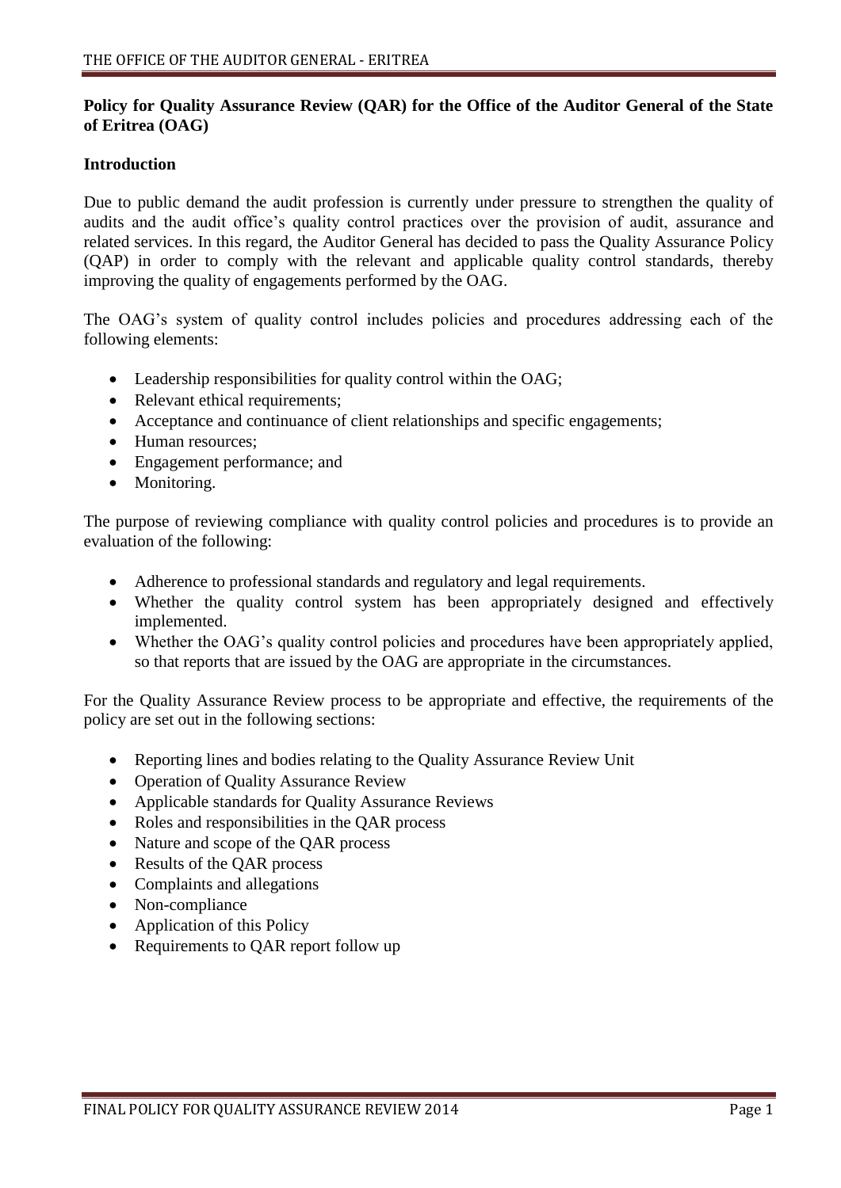**Policy for Quality Assurance Review (QAR) for the Office of the Auditor General of the State of Eritrea (OAG)**

**Introduction**

Due to public demand the audit profession is currently under pressure to strengthen the quality of audits and the audit office's quality control practices over the provision of audit, assurance and related services. In this regard, the Auditor General has decided to pass the Quality Assurance Policy (QAP) in order to comply with the relevant and applicable quality control standards, thereby improving the quality of engagements performed by the OAG.

The OAG's system of quality control includes policies and procedures addressing each of the following elements:

- Leadership responsibilities for quality control within the OAG;
- Relevant ethical requirements;
- Acceptance and continuance of client relationships and specific engagements;
- Human resources;
- Engagement performance; and
- Monitoring.

The purpose of reviewing compliance with quality control policies and procedures is to provide an evaluation of the following:

- Adherence to professional standards and regulatory and legal requirements.
- Whether the quality control system has been appropriately designed and effectively implemented.
- Whether the OAG's quality control policies and procedures have been appropriately applied, so that reports that are issued by the OAG are appropriate in the circumstances.

For the Quality Assurance Review process to be appropriate and effective, the requirements of the policy are set out in the following sections:

- Reporting lines and bodies relating to the Quality Assurance Review Unit
- Operation of Quality Assurance Review
- Applicable standards for Quality Assurance Reviews
- Roles and responsibilities in the QAR process
- Nature and scope of the QAR process
- Results of the QAR process
- Complaints and allegations
- Non-compliance
- Application of this Policy
- Requirements to QAR report follow up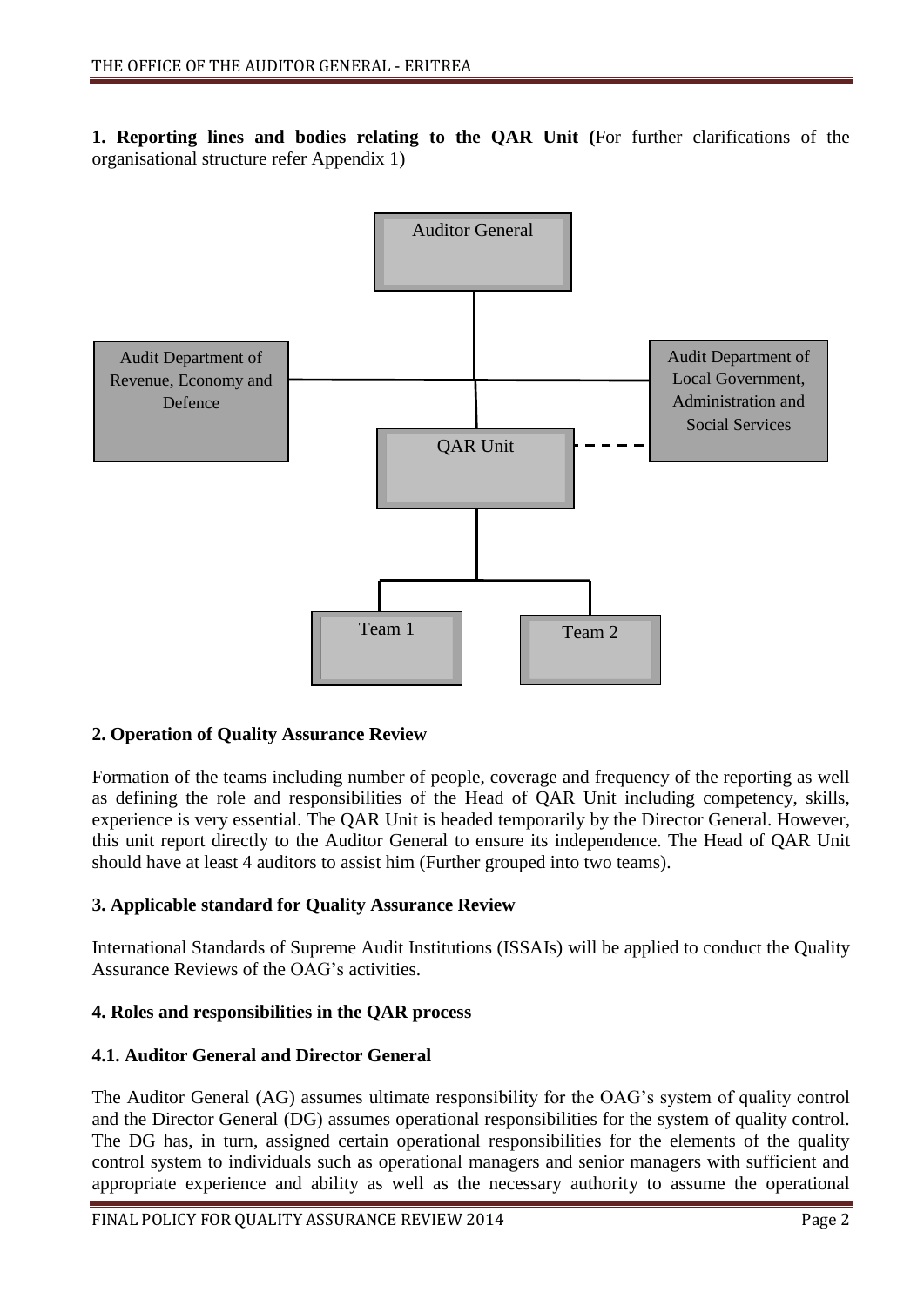**1. Reporting lines and bodies relating to the QAR Unit (**For further clarifications of the organisational structure refer Appendix 1)

Auditor General

Audit Department of Revenue, Economy and Defence

Audit Department of Local Government, Administration and Social Services

QAR Unit

Team 1

Team 2

### 2. Operation of Quality Assurance Review

Formation of the teams including number of people, coverage and frequency of the reporting as well as defining the role and responsibilities of the Head of QAR Unit including competency, skills, experience is very essential. The QAR Unit is headed temporarily by the Director General. However, this unit report directly to the Auditor General to ensure its independence. The Head of QAR Unit should have at least 4 auditors to assist him (Further grouped into two teams).

### 3. Applicable standard for Quality Assurance Review

International Standards of Supreme Audit Institutions (ISSAIs) will be applied to conduct the Quality Assurance Reviews of the OAG's activities.

### 4. Roles and responsibilities in the QAR process

#### 4.1. Auditor General and Director General

The Auditor General (AG) assumes ultimate responsibility for the OAG's system of quality control and the Director General (DG) assumes operational responsibilities for the system of quality control. The DG has, in turn, assigned certain operational responsibilities for the elements of the quality control system to individuals such as operational managers and senior managers with sufficient and appropriate experience and ability as well as the necessary authority to assume the operational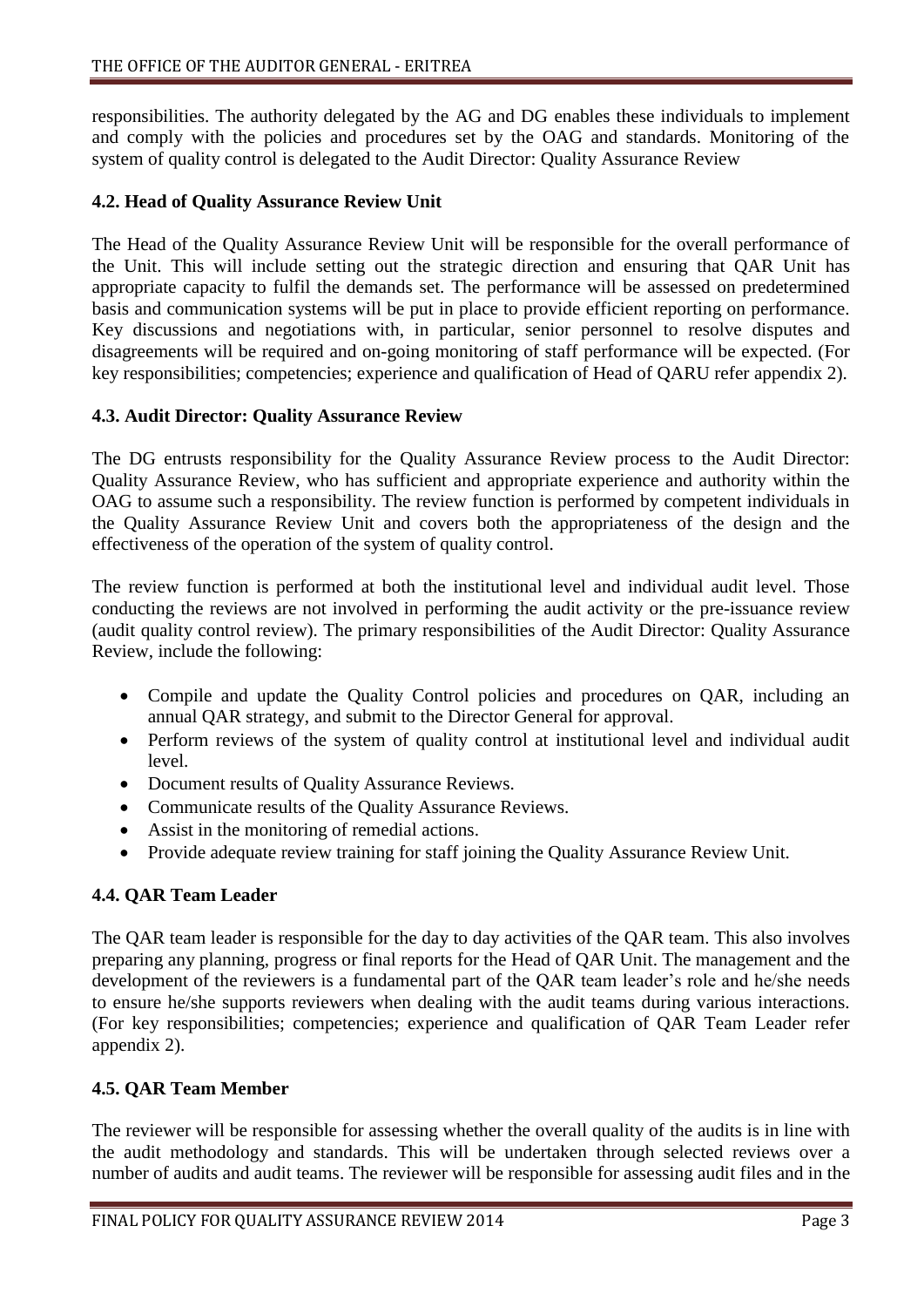responsibilities. The authority delegated by the AG and DG enables these individuals to implement and comply with the policies and procedures set by the OAG and standards. Monitoring of the system of quality control is delegated to the Audit Director: Quality Assurance Review

### 4.2. Head of Quality Assurance Review Unit

The Head of the Quality Assurance Review Unit will be responsible for the overall performance of the Unit. This will include setting out the strategic direction and ensuring that QAR Unit has appropriate capacity to fulfil the demands set. The performance will be assessed on predetermined basis and communication systems will be put in place to provide efficient reporting on performance. Key discussions and negotiations with, in particular, senior personnel to resolve disputes and disagreements will be required and on-going monitoring of staff performance will be expected. (For key responsibilities; competencies; experience and qualification of Head of QARU refer appendix 2).

### 4.3. Audit Director: Quality Assurance Review

The DG entrusts responsibility for the Quality Assurance Review process to the Audit Director: Quality Assurance Review, who has sufficient and appropriate experience and authority within the OAG to assume such a responsibility. The review function is performed by competent individuals in the Quality Assurance Review Unit and covers both the appropriateness of the design and the effectiveness of the operation of the system of quality control.

The review function is performed at both the institutional level and individual audit level. Those conducting the reviews are not involved in performing the audit activity or the pre-issuance review (audit quality control review). The primary responsibilities of the Audit Director: Quality Assurance Review, include the following:

- Compile and update the Quality Control policies and procedures on QAR, including an annual QAR strategy, and submit to the Director General for approval.
- Perform reviews of the system of quality control at institutional level and individual audit level.
- Document results of Quality Assurance Reviews.
- Communicate results of the Quality Assurance Reviews.
- Assist in the monitoring of remedial actions.
- Provide adequate review training for staff joining the Quality Assurance Review Unit.

### 4.4. QAR Team Leader

The QAR team leader is responsible for the day to day activities of the QAR team. This also involves preparing any planning, progress or final reports for the Head of QAR Unit. The management and the development of the reviewers is a fundamental part of the QAR team leader's role and he/she needs to ensure he/she supports reviewers when dealing with the audit teams during various interactions. (For key responsibilities; competencies; experience and qualification of QAR Team Leader refer appendix 2).

### 4.5. QAR Team Member

The reviewer will be responsible for assessing whether the overall quality of the audits is in line with the audit methodology and standards. This will be undertaken through selected reviews over a number of audits and audit teams. The reviewer will be responsible for assessing audit files and in the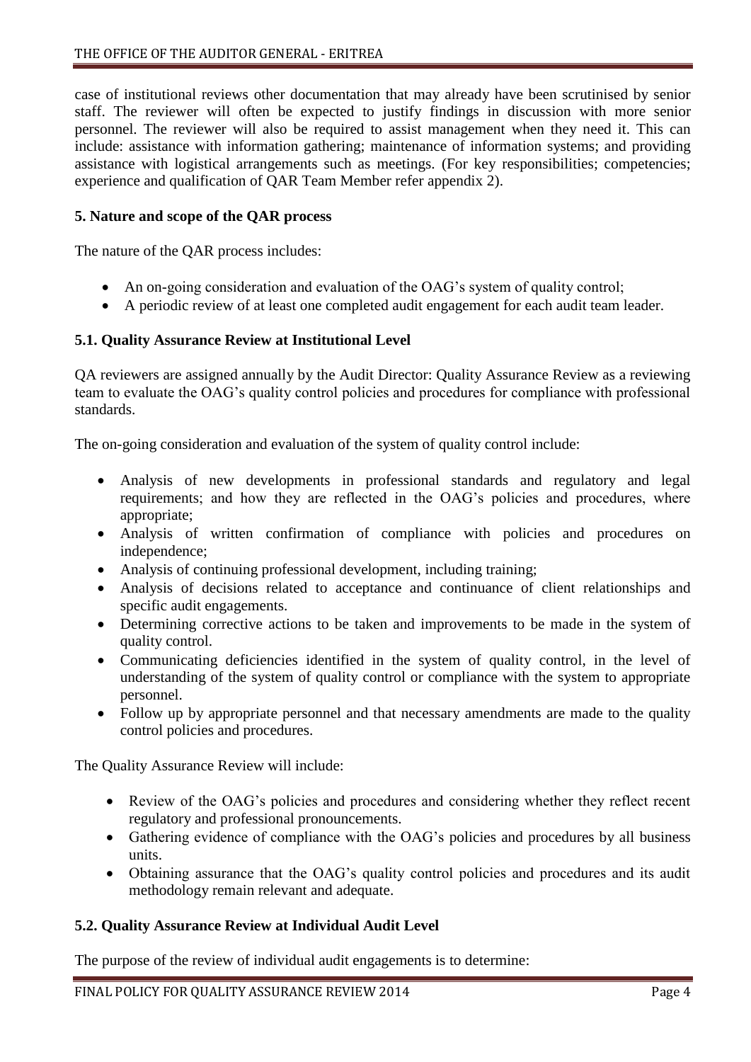case of institutional reviews other documentation that may already have been scrutinised by senior staff. The reviewer will often be expected to justify findings in discussion with more senior personnel. The reviewer will also be required to assist management when they need it. This can include: assistance with information gathering; maintenance of information systems; and providing assistance with logistical arrangements such as meetings. (For key responsibilities; competencies; experience and qualification of QAR Team Member refer appendix 2).

### 5. Nature and scope of the QAR process

The nature of the QAR process includes:

- An on-going consideration and evaluation of the OAG's system of quality control;
- A periodic review of at least one completed audit engagement for each audit team leader.

### 5.1. Quality Assurance Review at Institutional Level

QA reviewers are assigned annually by the Audit Director: Quality Assurance Review as a reviewing team to evaluate the OAG's quality control policies and procedures for compliance with professional standards.

The on-going consideration and evaluation of the system of quality control include:

- Analysis of new developments in professional standards and regulatory and legal requirements; and how they are reflected in the OAG's policies and procedures, where appropriate;
- Analysis of written confirmation of compliance with policies and procedures on independence;
- Analysis of continuing professional development, including training;
- Analysis of decisions related to acceptance and continuance of client relationships and specific audit engagements.
- Determining corrective actions to be taken and improvements to be made in the system of quality control.
- Communicating deficiencies identified in the system of quality control, in the level of understanding of the system of quality control or compliance with the system to appropriate personnel.
- Follow up by appropriate personnel and that necessary amendments are made to the quality control policies and procedures.

The Quality Assurance Review will include:

- Review of the OAG's policies and procedures and considering whether they reflect recent regulatory and professional pronouncements.
- Gathering evidence of compliance with the OAG's policies and procedures by all business units.
- Obtaining assurance that the OAG's quality control policies and procedures and its audit methodology remain relevant and adequate.

### 5.2. Quality Assurance Review at Individual Audit Level

The purpose of the review of individual audit engagements is to determine: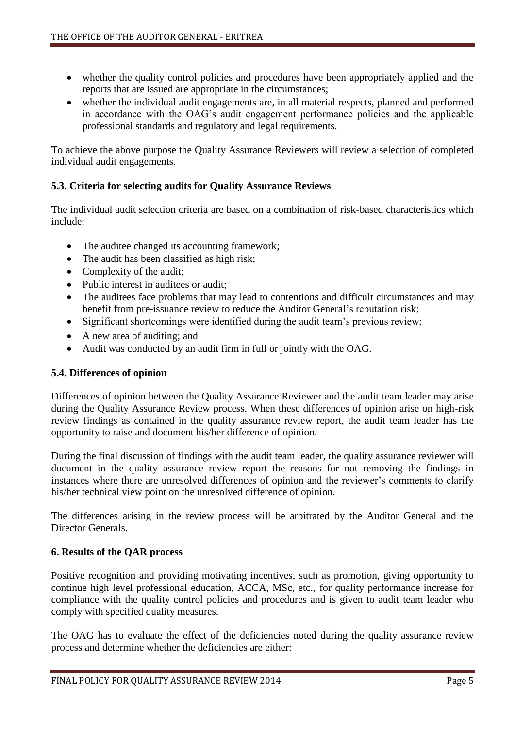- whether the quality control policies and procedures have been appropriately applied and the reports that are issued are appropriate in the circumstances;
- whether the individual audit engagements are, in all material respects, planned and performed in accordance with the OAG's audit engagement performance policies and the applicable professional standards and regulatory and legal requirements.

To achieve the above purpose the Quality Assurance Reviewers will review a selection of completed individual audit engagements.

### 5.3. Criteria for selecting audits for Quality Assurance Reviews

The individual audit selection criteria are based on a combination of risk-based characteristics which include:

- The auditee changed its accounting framework;
- The audit has been classified as high risk;
- Complexity of the audit;
- Public interest in auditees or audit;
- The auditees face problems that may lead to contentions and difficult circumstances and may benefit from pre-issuance review to reduce the Auditor General's reputation risk;
- Significant shortcomings were identified during the audit team's previous review;
- A new area of auditing; and
- Audit was conducted by an audit firm in full or jointly with the OAG.

### 5.4. Differences of opinion

Differences of opinion between the Quality Assurance Reviewer and the audit team leader may arise during the Quality Assurance Review process. When these differences of opinion arise on high-risk review findings as contained in the quality assurance review report, the audit team leader has the opportunity to raise and document his/her difference of opinion.

During the final discussion of findings with the audit team leader, the quality assurance reviewer will document in the quality assurance review report the reasons for not removing the findings in instances where there are unresolved differences of opinion and the reviewer's comments to clarify his/her technical view point on the unresolved difference of opinion.

The differences arising in the review process will be arbitrated by the Auditor General and the Director Generals.

## 6. Results of the QAR process

Positive recognition and providing motivating incentives, such as promotion, giving opportunity to continue high level professional education, ACCA, MSc, etc., for quality performance increase for compliance with the quality control policies and procedures and is given to audit team leader who comply with specified quality measures.

The OAG has to evaluate the effect of the deficiencies noted during the quality assurance review process and determine whether the deficiencies are either: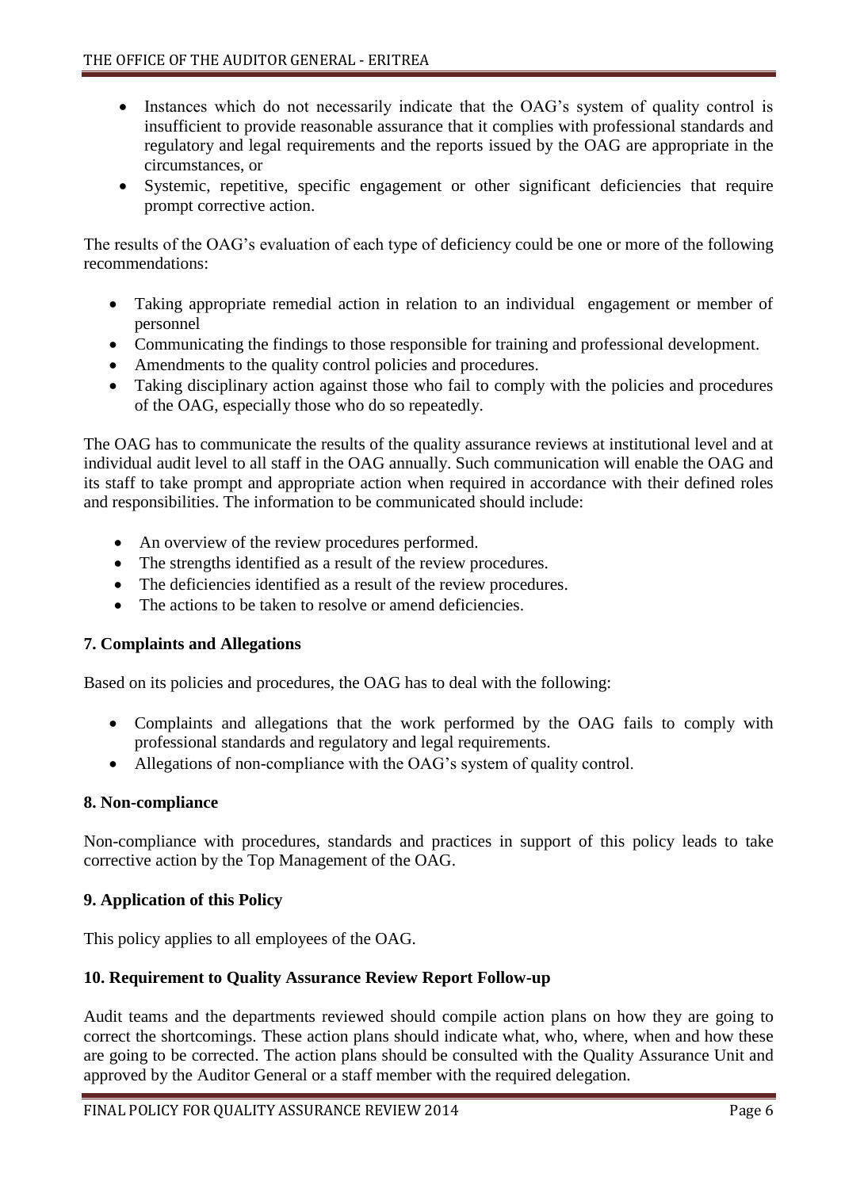- Instances which do not necessarily indicate that the OAG's system of quality control is insufficient to provide reasonable assurance that it complies with professional standards and regulatory and legal requirements and the reports issued by the OAG are appropriate in the circumstances, or
- Systemic, repetitive, specific engagement or other significant deficiencies that require prompt corrective action.

The results of the OAG's evaluation of each type of deficiency could be one or more of the following recommendations:

- Taking appropriate remedial action in relation to an individual engagement or member of personnel
- Communicating the findings to those responsible for training and professional development.
- Amendments to the quality control policies and procedures.
- Taking disciplinary action against those who fail to comply with the policies and procedures of the OAG, especially those who do so repeatedly.

The OAG has to communicate the results of the quality assurance reviews at institutional level and at individual audit level to all staff in the OAG annually. Such communication will enable the OAG and its staff to take prompt and appropriate action when required in accordance with their defined roles and responsibilities. The information to be communicated should include:

- An overview of the review procedures performed.
- The strengths identified as a result of the review procedures.
- The deficiencies identified as a result of the review procedures.
- The actions to be taken to resolve or amend deficiencies.

**7. Complaints and Allegations**

Based on its policies and procedures, the OAG has to deal with the following:

- Complaints and allegations that the work performed by the OAG fails to comply with professional standards and regulatory and legal requirements.
- Allegations of non-compliance with the OAG's system of quality control.

**8. Non-compliance**

Non-compliance with procedures, standards and practices in support of this policy leads to take corrective action by the Top Management of the OAG.

**9. Application of this Policy**

This policy applies to all employees of the OAG.

**10. Requirement to Quality Assurance Review Report Follow-up**

Audit teams and the departments reviewed should compile action plans on how they are going to correct the shortcomings. These action plans should indicate what, who, where, when and how these are going to be corrected. The action plans should be consulted with the Quality Assurance Unit and approved by the Auditor General or a staff member with the required delegation.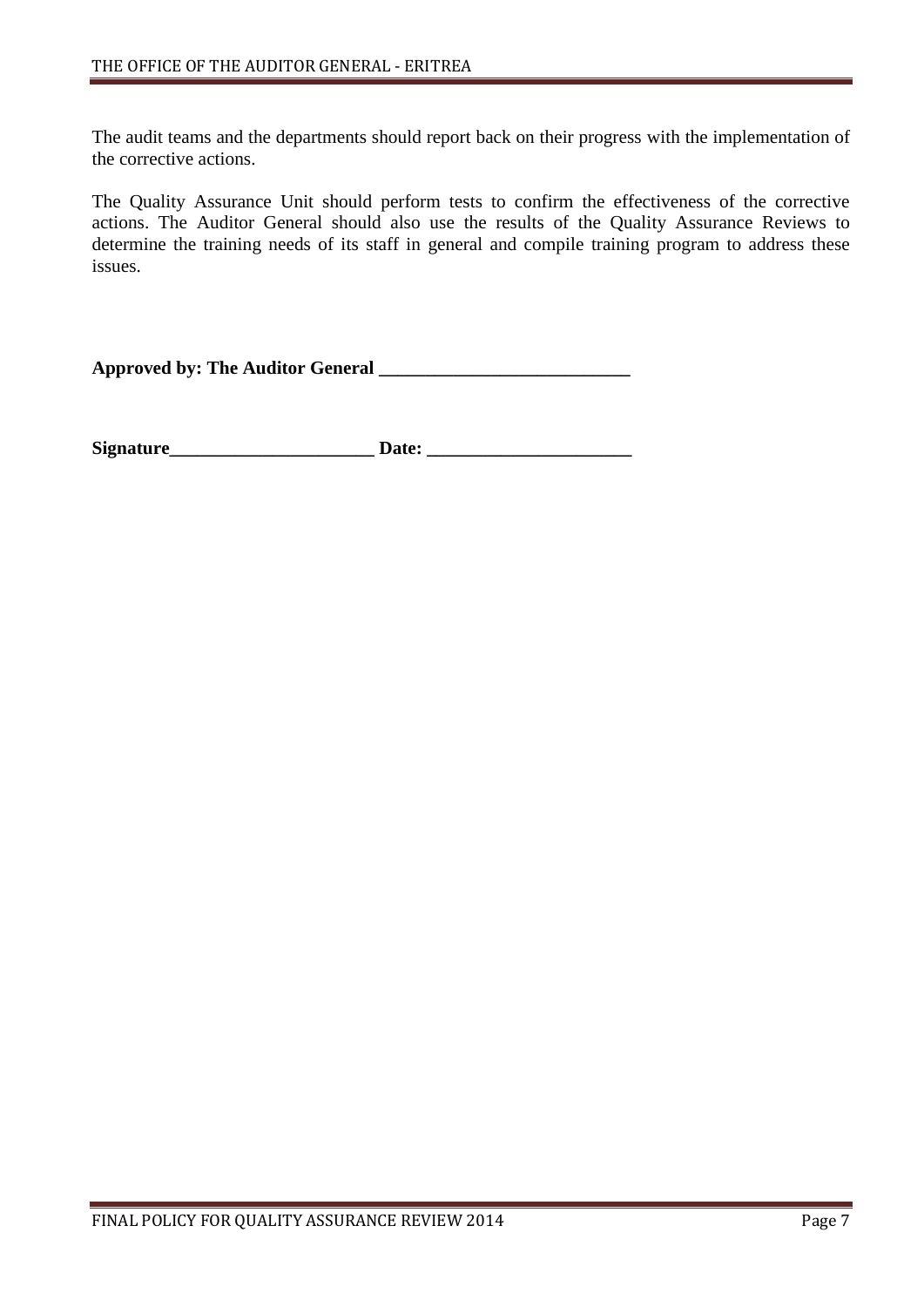The audit teams and the departments should report back on their progress with the implementation of the corrective actions.

The Quality Assurance Unit should perform tests to confirm the effectiveness of the corrective actions. The Auditor General should also use the results of the Quality Assurance Reviews to determine the training needs of its staff in general and compile training program to address these issues.

**Approved by: The Auditor General ___________________________**

**Signature______________________ Date: ______________________**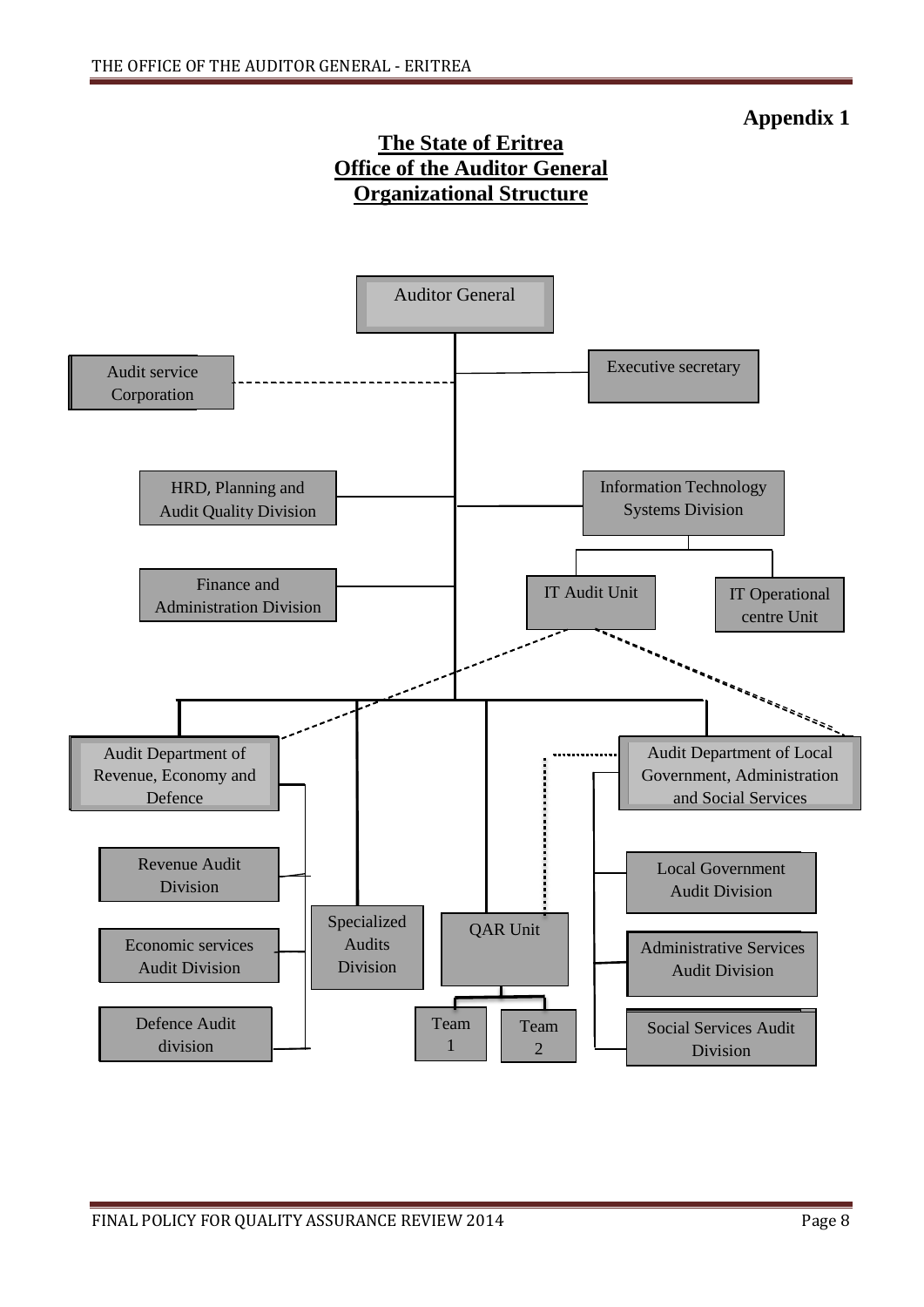**Appendix 1**

## The State of Eritrea
## Office of the Auditor General
## Organizational Structure

- Auditor General
  - Audit service Corporation (dotted line)
  - Executive secretary
  - HRD, Planning and Audit Quality Division
  - Information Technology Systems Division
    - IT Audit Unit
    - IT Operational centre Unit
  - Finance and Administration Division
  - Audit Department of Revenue, Economy and Defence
    - Revenue Audit Division
    - Economic services Audit Division
    - Defence Audit division
  - Specialized Audits Division
  - QAR Unit
    - Team 1
    - Team 2
  - Audit Department of Local Government, Administration and Social Services
    - Local Government Audit Division
    - Administrative Services Audit Division
    - Social Services Audit Division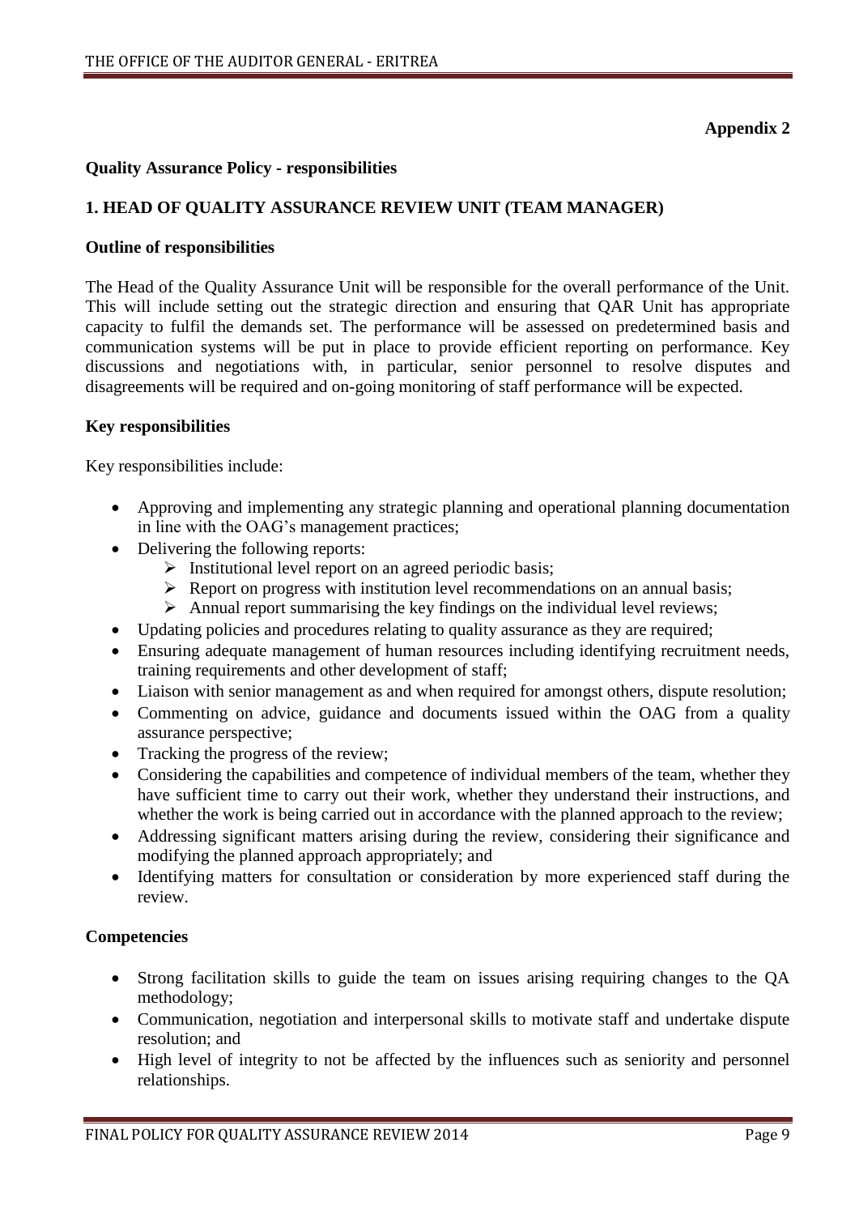**Appendix 2**

**Quality Assurance Policy - responsibilities**

## 1. HEAD OF QUALITY ASSURANCE REVIEW UNIT (TEAM MANAGER)

**Outline of responsibilities**

The Head of the Quality Assurance Unit will be responsible for the overall performance of the Unit. This will include setting out the strategic direction and ensuring that QAR Unit has appropriate capacity to fulfil the demands set. The performance will be assessed on predetermined basis and communication systems will be put in place to provide efficient reporting on performance. Key discussions and negotiations with, in particular, senior personnel to resolve disputes and disagreements will be required and on-going monitoring of staff performance will be expected.

**Key responsibilities**

Key responsibilities include:

- Approving and implementing any strategic planning and operational planning documentation in line with the OAG's management practices;
- Delivering the following reports:
  - Institutional level report on an agreed periodic basis;
  - Report on progress with institution level recommendations on an annual basis;
  - Annual report summarising the key findings on the individual level reviews;
- Updating policies and procedures relating to quality assurance as they are required;
- Ensuring adequate management of human resources including identifying recruitment needs, training requirements and other development of staff;
- Liaison with senior management as and when required for amongst others, dispute resolution;
- Commenting on advice, guidance and documents issued within the OAG from a quality assurance perspective;
- Tracking the progress of the review;
- Considering the capabilities and competence of individual members of the team, whether they have sufficient time to carry out their work, whether they understand their instructions, and whether the work is being carried out in accordance with the planned approach to the review;
- Addressing significant matters arising during the review, considering their significance and modifying the planned approach appropriately; and
- Identifying matters for consultation or consideration by more experienced staff during the review.

**Competencies**

- Strong facilitation skills to guide the team on issues arising requiring changes to the QA methodology;
- Communication, negotiation and interpersonal skills to motivate staff and undertake dispute resolution; and
- High level of integrity to not be affected by the influences such as seniority and personnel relationships.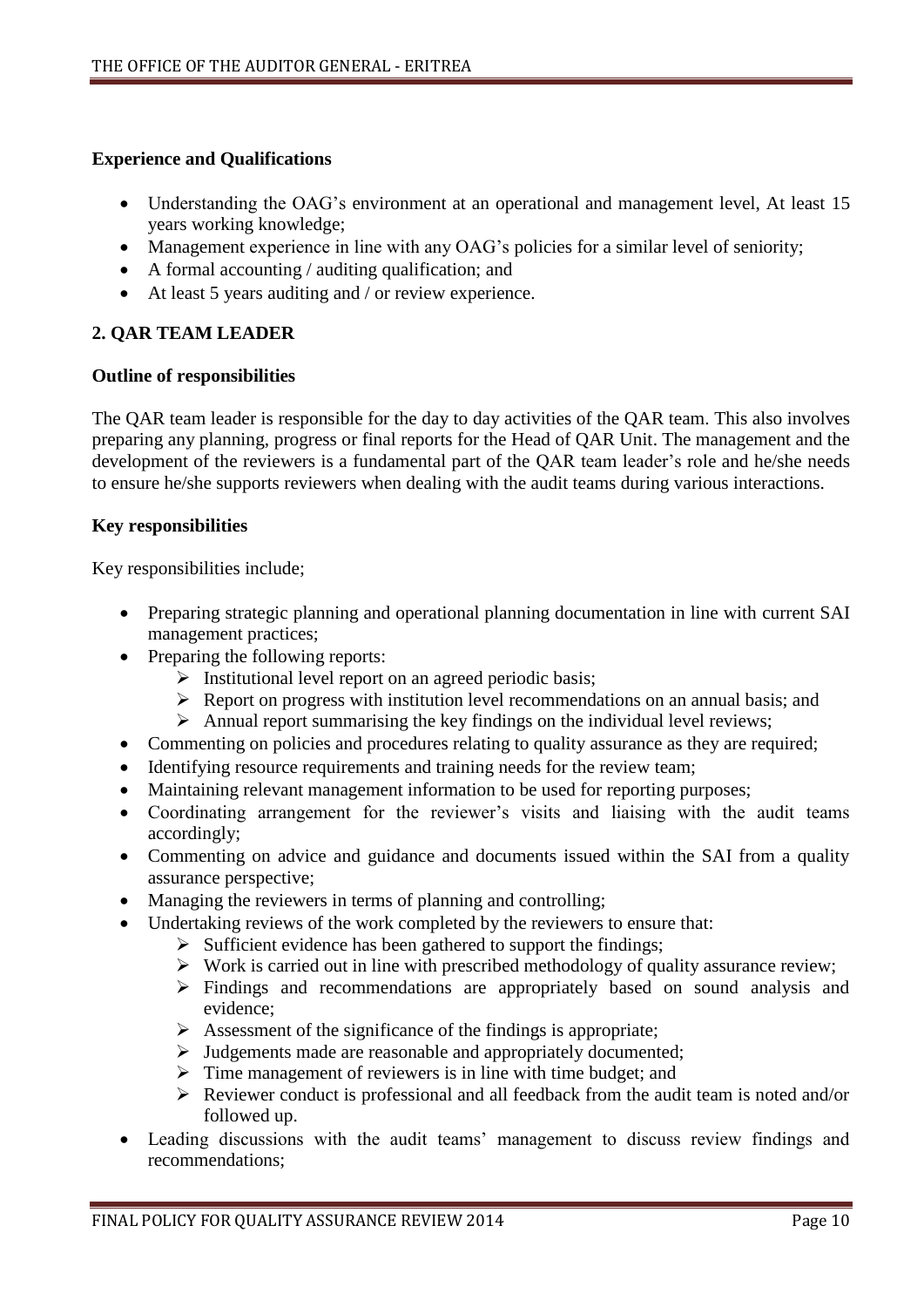**Experience and Qualifications**

- Understanding the OAG's environment at an operational and management level, At least 15 years working knowledge;
- Management experience in line with any OAG's policies for a similar level of seniority;
- A formal accounting / auditing qualification; and
- At least 5 years auditing and / or review experience.

## 2. QAR TEAM LEADER

**Outline of responsibilities**

The QAR team leader is responsible for the day to day activities of the QAR team. This also involves preparing any planning, progress or final reports for the Head of QAR Unit. The management and the development of the reviewers is a fundamental part of the QAR team leader's role and he/she needs to ensure he/she supports reviewers when dealing with the audit teams during various interactions.

**Key responsibilities**

Key responsibilities include;

- Preparing strategic planning and operational planning documentation in line with current SAI management practices;
- Preparing the following reports:
  - Institutional level report on an agreed periodic basis;
  - Report on progress with institution level recommendations on an annual basis; and
  - Annual report summarising the key findings on the individual level reviews;
- Commenting on policies and procedures relating to quality assurance as they are required;
- Identifying resource requirements and training needs for the review team;
- Maintaining relevant management information to be used for reporting purposes;
- Coordinating arrangement for the reviewer's visits and liaising with the audit teams accordingly;
- Commenting on advice and guidance and documents issued within the SAI from a quality assurance perspective;
- Managing the reviewers in terms of planning and controlling;
- Undertaking reviews of the work completed by the reviewers to ensure that:
  - Sufficient evidence has been gathered to support the findings;
  - Work is carried out in line with prescribed methodology of quality assurance review;
  - Findings and recommendations are appropriately based on sound analysis and evidence;
  - Assessment of the significance of the findings is appropriate;
  - Judgements made are reasonable and appropriately documented;
  - Time management of reviewers is in line with time budget; and
  - Reviewer conduct is professional and all feedback from the audit team is noted and/or followed up.
- Leading discussions with the audit teams' management to discuss review findings and recommendations;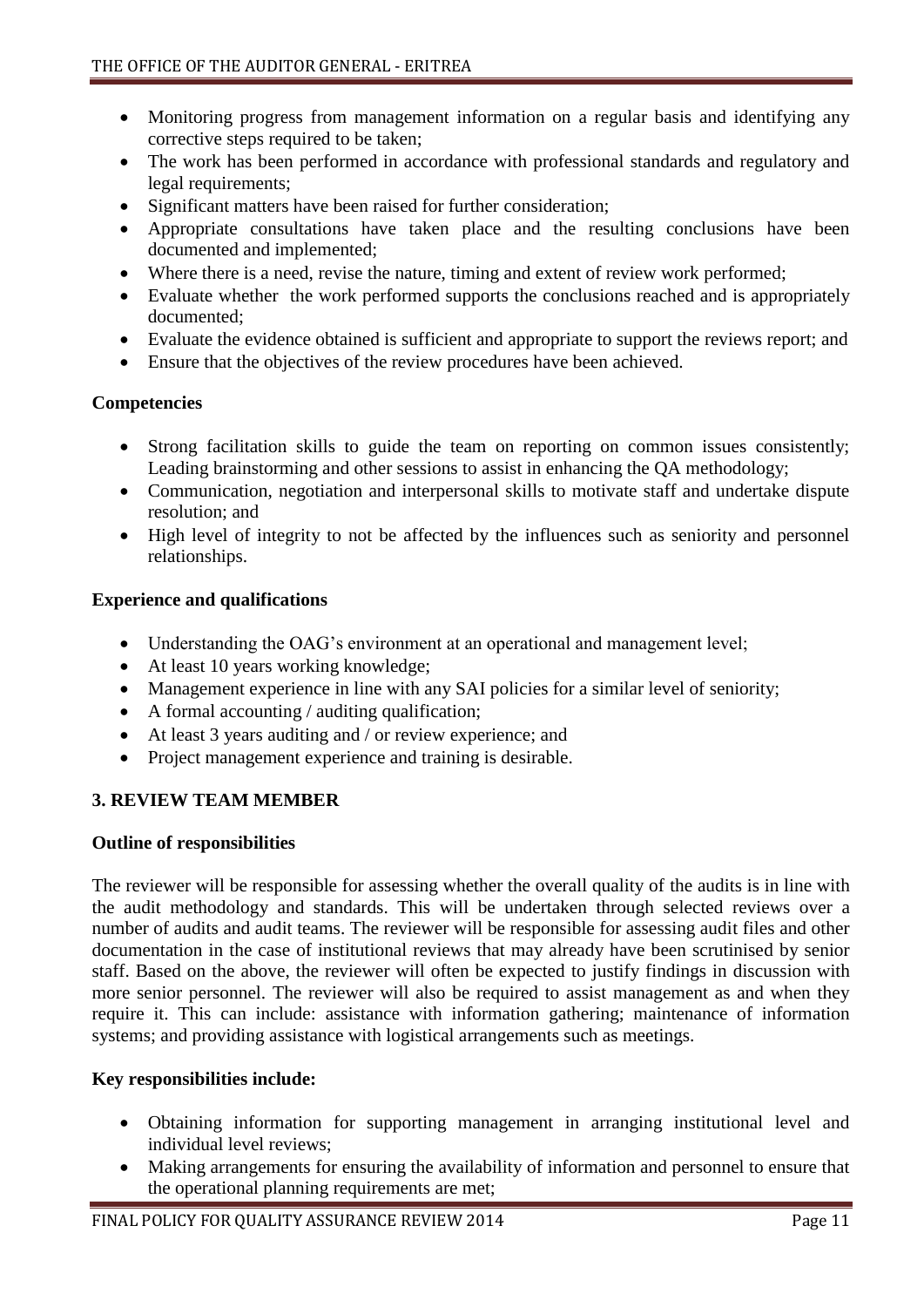- Monitoring progress from management information on a regular basis and identifying any corrective steps required to be taken;
- The work has been performed in accordance with professional standards and regulatory and legal requirements;
- Significant matters have been raised for further consideration;
- Appropriate consultations have taken place and the resulting conclusions have been documented and implemented;
- Where there is a need, revise the nature, timing and extent of review work performed;
- Evaluate whether the work performed supports the conclusions reached and is appropriately documented;
- Evaluate the evidence obtained is sufficient and appropriate to support the reviews report; and
- Ensure that the objectives of the review procedures have been achieved.

**Competencies**

- Strong facilitation skills to guide the team on reporting on common issues consistently; Leading brainstorming and other sessions to assist in enhancing the QA methodology;
- Communication, negotiation and interpersonal skills to motivate staff and undertake dispute resolution; and
- High level of integrity to not be affected by the influences such as seniority and personnel relationships.

**Experience and qualifications**

- Understanding the OAG's environment at an operational and management level;
- At least 10 years working knowledge;
- Management experience in line with any SAI policies for a similar level of seniority;
- A formal accounting / auditing qualification;
- At least 3 years auditing and / or review experience; and
- Project management experience and training is desirable.

## 3. REVIEW TEAM MEMBER

**Outline of responsibilities**

The reviewer will be responsible for assessing whether the overall quality of the audits is in line with the audit methodology and standards. This will be undertaken through selected reviews over a number of audits and audit teams. The reviewer will be responsible for assessing audit files and other documentation in the case of institutional reviews that may already have been scrutinised by senior staff. Based on the above, the reviewer will often be expected to justify findings in discussion with more senior personnel. The reviewer will also be required to assist management as and when they require it. This can include: assistance with information gathering; maintenance of information systems; and providing assistance with logistical arrangements such as meetings.

**Key responsibilities include:**

- Obtaining information for supporting management in arranging institutional level and individual level reviews;
- Making arrangements for ensuring the availability of information and personnel to ensure that the operational planning requirements are met;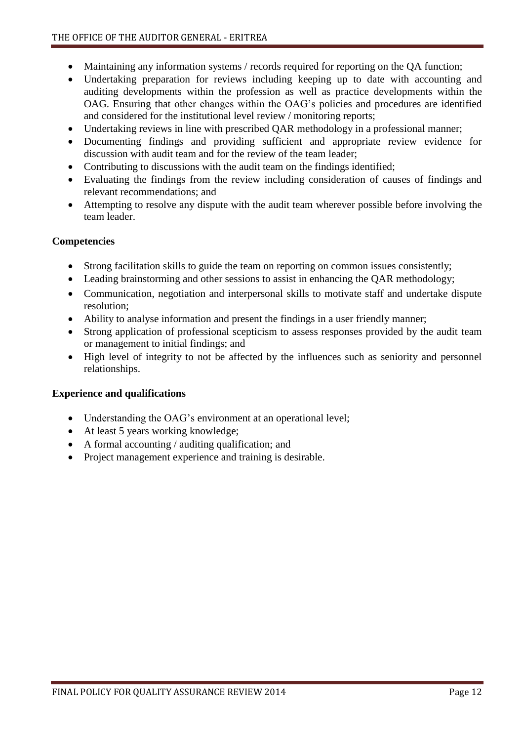- Maintaining any information systems / records required for reporting on the QA function;
- Undertaking preparation for reviews including keeping up to date with accounting and auditing developments within the profession as well as practice developments within the OAG. Ensuring that other changes within the OAG's policies and procedures are identified and considered for the institutional level review / monitoring reports;
- Undertaking reviews in line with prescribed QAR methodology in a professional manner;
- Documenting findings and providing sufficient and appropriate review evidence for discussion with audit team and for the review of the team leader;
- Contributing to discussions with the audit team on the findings identified;
- Evaluating the findings from the review including consideration of causes of findings and relevant recommendations; and
- Attempting to resolve any dispute with the audit team wherever possible before involving the team leader.

**Competencies**

- Strong facilitation skills to guide the team on reporting on common issues consistently;
- Leading brainstorming and other sessions to assist in enhancing the QAR methodology;
- Communication, negotiation and interpersonal skills to motivate staff and undertake dispute resolution;
- Ability to analyse information and present the findings in a user friendly manner;
- Strong application of professional scepticism to assess responses provided by the audit team or management to initial findings; and
- High level of integrity to not be affected by the influences such as seniority and personnel relationships.

**Experience and qualifications**

- Understanding the OAG's environment at an operational level;
- At least 5 years working knowledge;
- A formal accounting / auditing qualification; and
- Project management experience and training is desirable.